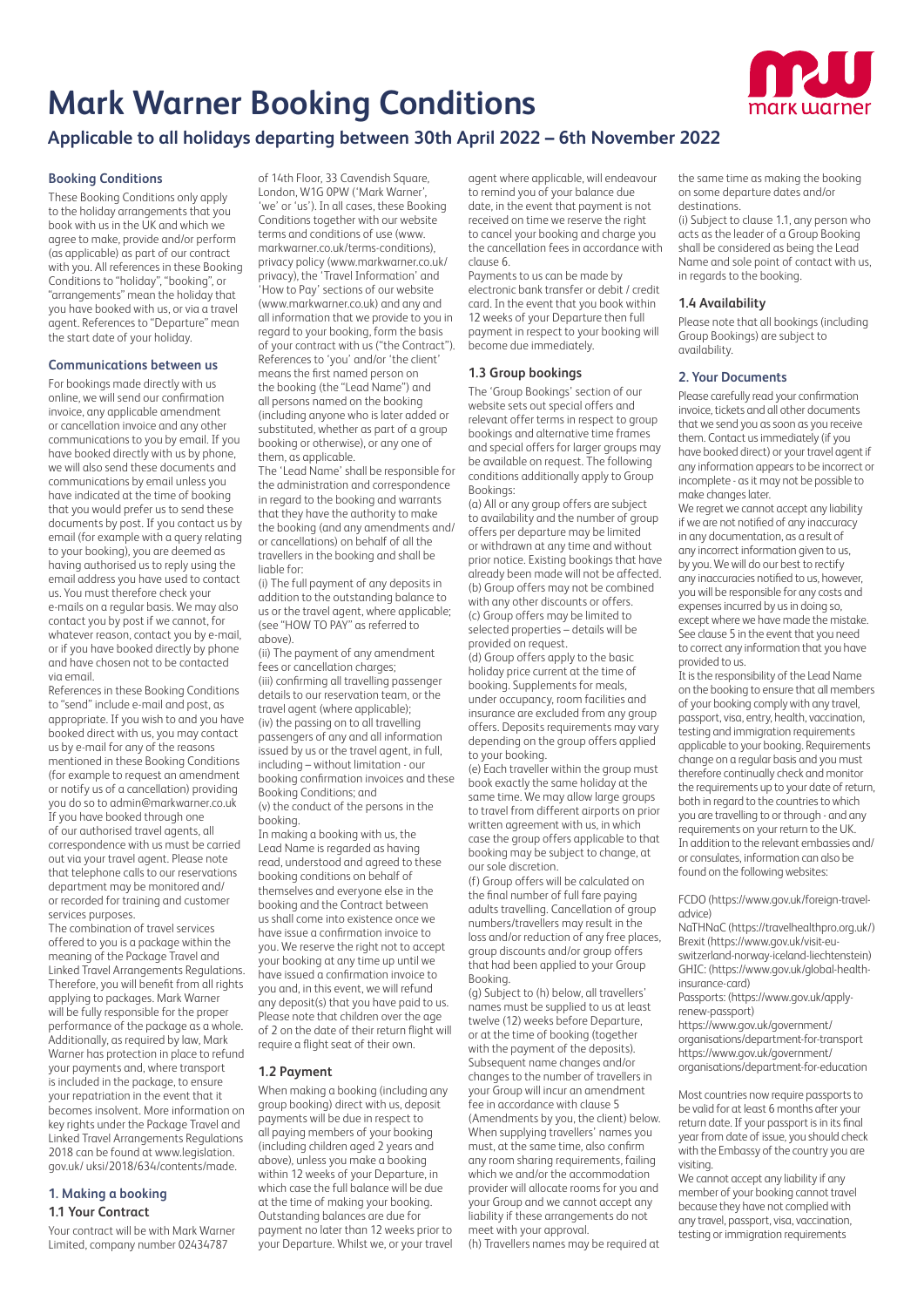# Mark Warner Booking Conditions

## Applicable to all holidays departing between 30th April 2022 – 6th November 2022

### Booking Conditions

These Booking Conditions only apply to the holiday arrangements that you book with us in the UK and which we agree to make, provide and/or perform (as applicable) as part of our contract with you. All references in these Booking Conditions to "holiday", "booking", or "arrangements" mean the holiday that you have booked with us, or via a travel agent. References to "Departure" mean the start date of your holiday.

### Communications between us

For bookings made directly with us online, we will send our confirmation invoice, any applicable amendment or cancellation invoice and any other communications to you by email. If you have booked directly with us by phone, we will also send these documents and communications by email unless you have indicated at the time of booking that you would prefer us to send these documents by post. If you contact us by email (for example with a query relating to your booking), you are deemed as having authorised us to reply using the email address you have used to contact us. You must therefore check your e-mails on a regular basis. We may also contact you by post if we cannot, for whatever reason, contact you by e-mail, or if you have booked directly by phone and have chosen not to be contacted via email.

References in these Booking Conditions to "send" include e-mail and post, as appropriate. If you wish to and you have booked direct with us, you may contact us by e-mail for any of the reasons mentioned in these Booking Conditions (for example to request an amendment or notify us of a cancellation) providing you do so to admin@markwarner.co.uk If you have booked through one of our authorised travel agents, all correspondence with us must be carried out via your travel agent. Please note that telephone calls to our reservations department may be monitored and/or recorded for training and customer services purposes.

The combination of travel services offered to you is a package within the meaning of the Package Travel and Linked Travel Arrangements Regulations. Therefore, you will benefit from all rights applying to packages. Mark Warner will be fully responsible for the proper performance of the package as a whole. Additionally, as required by law, Mark Warner has protection in place to refund your payments and, where transport is included in the package, to ensure your repatriation in the event that it becomes insolvent. More information on key rights under the Package Travel and Linked Travel Arrangements Regulations 2018 can be found at www.legislation.gov.uk/ uksi/2018/634/contents/made.

### 1. Making a booking

#### 1.1 Your Contract

Your contract will be with Mark Warner Limited, company number 02434787 of 14th Floor, 33 Cavendish Square, London, W1G 0PW ('Mark Warner', 'we' or 'us'). In all cases, these Booking Conditions together with our website terms and conditions of use (www.markwarner.co.uk/terms-conditions), privacy policy (www.markwarner.co.uk/privacy), the 'Travel Information' and 'How to Pay' sections of our website (www.markwarner.co.uk) and any and all information that we provide to you in regard to your booking, form the basis of your contract with us ("the Contract"). References to 'you' and/or 'the client' means the first named person on the booking (the "Lead Name") and all persons named on the booking (including anyone who is later added or substituted, whether as part of a group booking or otherwise), or any one of them, as applicable.

The 'Lead Name' shall be responsible for the administration and correspondence in regard to the booking and warrants that they have the authority to make the booking (and any amendments and/or cancellations) on behalf of all the travellers in the booking and shall be liable for:

(i) The full payment of any deposits in addition to the outstanding balance to us or the travel agent, where applicable; (see "HOW TO PAY" as referred to above).

(ii) The payment of any amendment fees or cancellation charges;

(iii) confirming all travelling passenger details to our reservation team, or the travel agent (where applicable);

(iv) the passing on to all travelling passengers of any and all information issued by us or the travel agent, in full, including – without limitation - our booking confirmation invoices and these Booking Conditions; and

(v) the conduct of the persons in the booking.

In making a booking with us, the Lead Name is regarded as having read, understood and agreed to these booking conditions on behalf of themselves and everyone else in the booking and the Contract between us shall come into existence once we have issue a confirmation invoice to you. We reserve the right not to accept your booking at any time up until we have issued a confirmation invoice to you and, in this event, we will refund any deposit(s) that you have paid to us. Please note that children over the age of 2 on the date of their return flight will require a flight seat of their own.

#### 1.2 Payment

When making a booking (including any group booking) direct with us, deposit payments will be due in respect to all paying members of your booking (including children aged 2 years and above), unless you make a booking within 12 weeks of your Departure, in which case the full balance will be due at the time of making your booking. Outstanding balances are due for payment no later than 12 weeks prior to your Departure. Whilst we, or your travel agent where applicable, will endeavour to remind you of your balance due date, in the event that payment is not received on time we reserve the right to cancel your booking and charge you the cancellation fees in accordance with clause 6.

Payments to us can be made by electronic bank transfer or debit / credit card. In the event that you book within 12 weeks of your Departure then full payment in respect to your booking will become due immediately.

#### 1.3 Group bookings

The 'Group Bookings' section of our website sets out special offers and relevant offer terms in respect to group bookings and alternative time frames and special offers for larger groups may be available on request. The following conditions additionally apply to Group Bookings:

(a) All or any group offers are subject to availability and the number of group offers per departure may be limited or withdrawn at any time and without prior notice. Existing bookings that have already been made will not be affected.

(b) Group offers may not be combined with any other discounts or offers.

(c) Group offers may be limited to selected properties – details will be provided on request.

(d) Group offers apply to the basic holiday price current at the time of booking. Supplements for meals, under occupancy, room facilities and insurance are excluded from any group offers. Deposits requirements may vary depending on the group offers applied to your booking.

(e) Each traveller within the group must book exactly the same holiday at the same time. We may allow large groups to travel from different airports on prior written agreement with us, in which case the group offers applicable to that booking may be subject to change, at our sole discretion.

(f) Group offers will be calculated on the final number of full fare paying adults travelling. Cancellation of group numbers/travellers may result in the loss and/or reduction of any free places, group discounts and/or group offers that had been applied to your Group Booking.

(g) Subject to (h) below, all travellers' names must be supplied to us at least twelve (12) weeks before Departure, or at the time of booking (together with the payment of the deposits). Subsequent name changes and/or changes to the number of travellers in your Group will incur an amendment fee in accordance with clause 5 (Amendments by you, the client) below. When supplying travellers' names you must, at the same time, also confirm any room sharing requirements, failing which we and/or the accommodation provider will allocate rooms for you and your Group and we cannot accept any liability if these arrangements do not meet with your approval.

(h) Travellers names may be required at the same time as making the booking on some departure dates and/or destinations.

(i) Subject to clause 1.1, any person who acts as the leader of a Group Booking shall be considered as being the Lead Name and sole point of contact with us, in regards to the booking.

#### 1.4 Availability

Please note that all bookings (including Group Bookings) are subject to availability.

### 2. Your Documents

Please carefully read your confirmation invoice, tickets and all other documents that we send you as soon as you receive them. Contact us immediately (if you have booked direct) or your travel agent if any information appears to be incorrect or incomplete - as it may not be possible to make changes later.

We regret we cannot accept any liability if we are not notified of any inaccuracy in any documentation, as a result of any incorrect information given to us, by you. We will do our best to rectify any inaccuracies notified to us, however, you will be responsible for any costs and expenses incurred by us in doing so, except where we have made the mistake. See clause 5 in the event that you need to correct any information that you have provided to us.

It is the responsibility of the Lead Name on the booking to ensure that all members of your booking comply with any travel, passport, visa, entry, health, vaccination, testing and immigration requirements applicable to your booking. Requirements change on a regular basis and you must therefore continually check and monitor the requirements up to your date of return, both in regard to the countries to which you are travelling to or through - and any requirements on your return to the UK.

In addition to the relevant embassies and/or consulates, information can also be found on the following websites:

FCDO (https://www.gov.uk/foreign-travel-advice)
NaTHNaC (https://travelhealthpro.org.uk/)
Brexit (https://www.gov.uk/visit-eu-switzerland-norway-iceland-liechtenstein)
GHIC: (https://www.gov.uk/global-health-insurance-card)
Passports: (https://www.gov.uk/apply-renew-passport)
https://www.gov.uk/government/organisations/department-for-transport
https://www.gov.uk/government/organisations/department-for-education

Most countries now require passports to be valid for at least 6 months after your return date. If your passport is in its final year from date of issue, you should check with the Embassy of the country you are visiting.

We cannot accept any liability if any member of your booking cannot travel because they have not complied with any travel, passport, visa, vaccination, testing or immigration requirements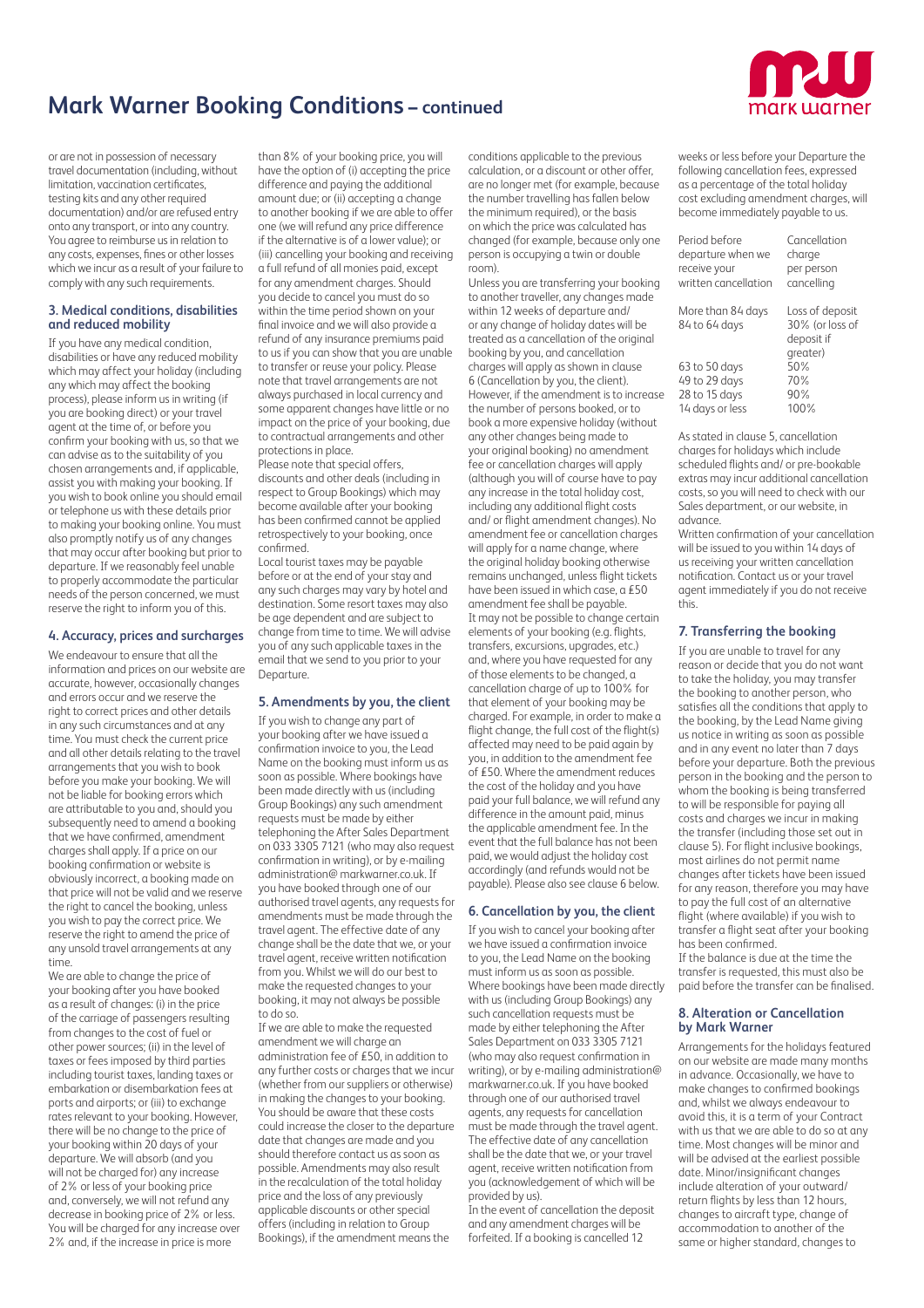# Mark Warner Booking Conditions – continued

or are not in possession of necessary travel documentation (including, without limitation, vaccination certificates, testing kits and any other required documentation) and/or are refused entry onto any transport, or into any country. You agree to reimburse us in relation to any costs, expenses, fines or other losses which we incur as a result of your failure to comply with any such requirements.

### 3. Medical conditions, disabilities and reduced mobility

If you have any medical condition, disabilities or have any reduced mobility which may affect your holiday (including any which may affect the booking process), please inform us in writing (if you are booking direct) or your travel agent at the time of, or before you confirm your booking with us, so that we can advise as to the suitability of you chosen arrangements and, if applicable, assist you with making your booking. If you wish to book online you should email or telephone us with these details prior to making your booking online. You must also promptly notify us of any changes that may occur after booking but prior to departure. If we reasonably feel unable to properly accommodate the particular needs of the person concerned, we must reserve the right to inform you of this.

### 4. Accuracy, prices and surcharges

We endeavour to ensure that all the information and prices on our website are accurate, however, occasionally changes and errors occur and we reserve the right to correct prices and other details in any such circumstances and at any time. You must check the current price and all other details relating to the travel arrangements that you wish to book before you make your booking. We will not be liable for booking errors which are attributable to you and, should you subsequently need to amend a booking that we have confirmed, amendment charges shall apply. If a price on our booking confirmation or website is obviously incorrect, a booking made on that price will not be valid and we reserve the right to cancel the booking, unless you wish to pay the correct price. We reserve the right to amend the price of any unsold travel arrangements at any time.

We are able to change the price of your booking after you have booked as a result of changes: (i) in the price of the carriage of passengers resulting from changes to the cost of fuel or other power sources; (ii) in the level of taxes or fees imposed by third parties including tourist taxes, landing taxes or embarkation or disembarkation fees at ports and airports; or (iii) to exchange rates relevant to your booking. However, there will be no change to the price of your booking within 20 days of your departure. We will absorb (and you will not be charged for) any increase of 2% or less of your booking price and, conversely, we will not refund any decrease in booking price of 2% or less. You will be charged for any increase over 2% and, if the increase in price is more than 8% of your booking price, you will have the option of (i) accepting the price difference and paying the additional amount due; or (ii) accepting a change to another booking if we are able to offer one (we will refund any price difference if the alternative is of a lower value); or (iii) cancelling your booking and receiving a full refund of all monies paid, except for any amendment charges. Should you decide to cancel you must do so within the time period shown on your final invoice and we will also provide a refund of any insurance premiums paid to us if you can show that you are unable to transfer or reuse your policy. Please note that travel arrangements are not always purchased in local currency and some apparent changes have little or no impact on the price of your booking, due to contractual arrangements and other protections in place.

Please note that special offers, discounts and other deals (including in respect to Group Bookings) which may become available after your booking has been confirmed cannot be applied retrospectively to your booking, once confirmed.

Local tourist taxes may be payable before or at the end of your stay and any such charges may vary by hotel and destination. Some resort taxes may also be age dependent and are subject to change from time to time. We will advise you of any such applicable taxes in the email that we send to you prior to your Departure.

### 5. Amendments by you, the client

If you wish to change any part of your booking after we have issued a confirmation invoice to you, the Lead Name on the booking must inform us as soon as possible. Where bookings have been made directly with us (including Group Bookings) any such amendment requests must be made by either telephoning the After Sales Department on 033 3305 7121 (who may also request confirmation in writing), or by e-mailing administration@ markwarner.co.uk. If you have booked through one of our authorised travel agents, any requests for amendments must be made through the travel agent. The effective date of any change shall be the date that we, or your travel agent, receive written notification from you. Whilst we will do our best to make the requested changes to your booking, it may not always be possible to do so.

If we are able to make the requested amendment we will charge an administration fee of £50, in addition to any further costs or charges that we incur (whether from our suppliers or otherwise) in making the changes to your booking. You should be aware that these costs could increase the closer to the departure date that changes are made and you should therefore contact us as soon as possible. Amendments may also result in the recalculation of the total holiday price and the loss of any previously applicable discounts or other special offers (including in relation to Group Bookings), if the amendment means the conditions applicable to the previous calculation, or a discount or other offer, are no longer met (for example, because the number travelling has fallen below the minimum required), or the basis on which the price was calculated has changed (for example, because only one person is occupying a twin or double room).

Unless you are transferring your booking to another traveller, any changes made within 12 weeks of departure and/ or any change of holiday dates will be treated as a cancellation of the original booking by you, and cancellation charges will apply as shown in clause 6 (Cancellation by you, the client). However, if the amendment is to increase the number of persons booked, or to book a more expensive holiday (without any other changes being made to your original booking) no amendment fee or cancellation charges will apply (although you will of course have to pay any increase in the total holiday cost, including any additional flight costs and/ or flight amendment changes). No amendment fee or cancellation charges will apply for a name change, where the original holiday booking otherwise remains unchanged, unless flight tickets have been issued in which case, a £50 amendment fee shall be payable.

It may not be possible to change certain elements of your booking (e.g. flights, transfers, excursions, upgrades, etc.) and, where you have requested for any of those elements to be changed, a cancellation charge of up to 100% for that element of your booking may be charged. For example, in order to make a flight change, the full cost of the flight(s) affected may need to be paid again by you, in addition to the amendment fee of £50. Where the amendment reduces the cost of the holiday and you have paid your full balance, we will refund any difference in the amount paid, minus the applicable amendment fee. In the event that the full balance has not been paid, we would adjust the holiday cost accordingly (and refunds would not be payable). Please also see clause 6 below.

### 6. Cancellation by you, the client

If you wish to cancel your booking after we have issued a confirmation invoice to you, the Lead Name on the booking must inform us as soon as possible. Where bookings have been made directly with us (including Group Bookings) any such cancellation requests must be made by either telephoning the After Sales Department on 033 3305 7121 (who may also request confirmation in writing), or by e-mailing administration@ markwarner.co.uk. If you have booked through one of our authorised travel agents, any requests for cancellation must be made through the travel agent. The effective date of any cancellation shall be the date that we, or your travel agent, receive written notification from you (acknowledgement of which will be provided by us).

In the event of cancellation the deposit and any amendment charges will be forfeited. If a booking is cancelled 12 weeks or less before your Departure the following cancellation fees, expressed as a percentage of the total holiday cost excluding amendment charges, will become immediately payable to us.

| Period before departure when we receive your written cancellation | Cancellation charge per person cancelling |
|---|---|
| More than 84 days | Loss of deposit |
| 84 to 64 days | 30% (or loss of deposit if greater) |
| 63 to 50 days | 50% |
| 49 to 29 days | 70% |
| 28 to 15 days | 90% |
| 14 days or less | 100% |

As stated in clause 5, cancellation charges for holidays which include scheduled flights and/ or pre-bookable extras may incur additional cancellation costs, so you will need to check with our Sales department, or our website, in advance.

Written confirmation of your cancellation will be issued to you within 14 days of us receiving your written cancellation notification. Contact us or your travel agent immediately if you do not receive this.

### 7. Transferring the booking

If you are unable to travel for any reason or decide that you do not want to take the holiday, you may transfer the booking to another person, who satisfies all the conditions that apply to the booking, by the Lead Name giving us notice in writing as soon as possible and in any event no later than 7 days before your departure. Both the previous person in the booking and the person to whom the booking is being transferred will be responsible for paying all costs and charges we incur in making the transfer (including those set out in clause 5). For flight inclusive bookings, most airlines do not permit name changes after tickets have been issued for any reason, therefore you may have to pay the full cost of an alternative flight (where available) if you wish to transfer a flight seat after your booking has been confirmed.

If the balance is due at the time the transfer is requested, this must also be paid before the transfer can be finalised.

### 8. Alteration or Cancellation by Mark Warner

Arrangements for the holidays featured on our website are made many months in advance. Occasionally, we have to make changes to confirmed bookings and, whilst we always endeavour to avoid this, it is a term of your Contract with us that we are able to do so at any time. Most changes will be minor and will be advised at the earliest possible date. Minor/insignificant changes include alteration of your outward/ return flights by less than 12 hours, changes to aircraft type, change of accommodation to another of the same or higher standard, changes to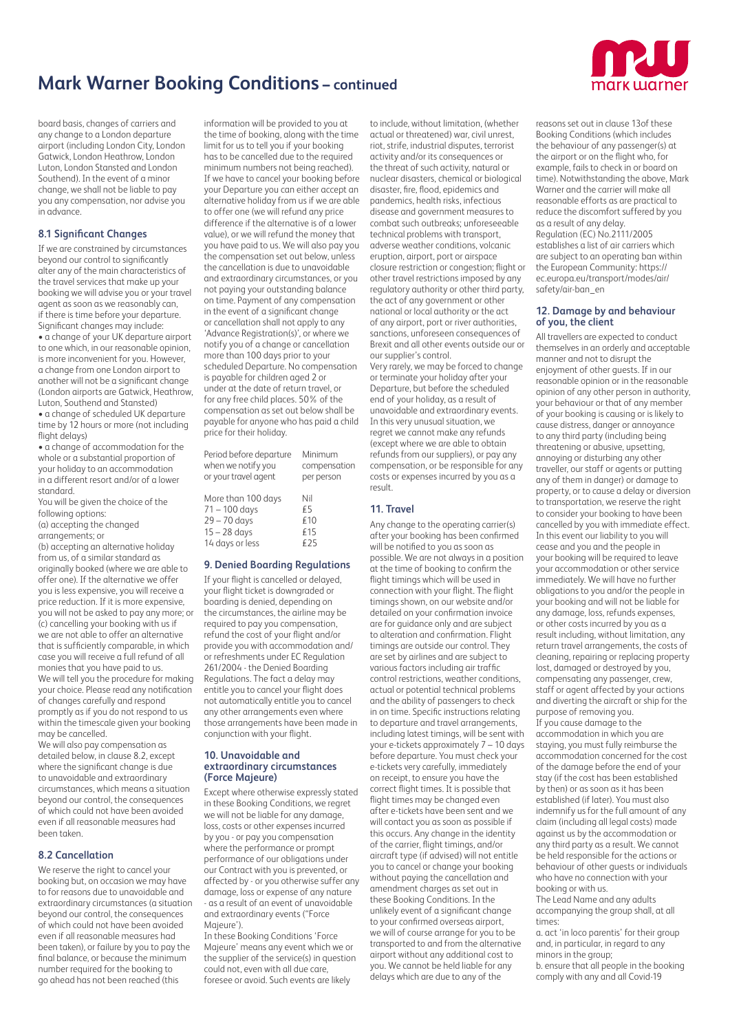board basis, changes of carriers and any change to a London departure airport (including London City, London Gatwick, London Heathrow, London Luton, London Stansted and London Southend). In the event of a minor change, we shall not be liable to pay you any compensation, nor advise you in advance.

### 8.1 Significant Changes

If we are constrained by circumstances beyond our control to significantly alter any of the main characteristics of the travel services that make up your booking we will advise you or your travel agent as soon as we reasonably can, if there is time before your departure. Significant changes may include:

- a change of your UK departure airport to one which, in our reasonable opinion, is more inconvenient for you. However, a change from one London airport to another will not be a significant change (London airports are Gatwick, Heathrow, Luton, Southend and Stansted)
- a change of scheduled UK departure time by 12 hours or more (not including flight delays)
- a change of accommodation for the whole or a substantial proportion of your holiday to an accommodation in a different resort and/or of a lower standard.

You will be given the choice of the following options:

(a) accepting the changed arrangements; or

(b) accepting an alternative holiday from us, of a similar standard as originally booked (where we are able to offer one). If the alternative we offer you is less expensive, you will receive a price reduction. If it is more expensive, you will not be asked to pay any more; or

(c) cancelling your booking with us if we are not able to offer an alternative that is sufficiently comparable, in which case you will receive a full refund of all monies that you have paid to us.

We will tell you the procedure for making your choice. Please read any notification of changes carefully and respond promptly as if you do not respond to us within the timescale given your booking may be cancelled.

We will also pay compensation as detailed below, in clause 8.2, except where the significant change is due to unavoidable and extraordinary circumstances, which means a situation beyond our control, the consequences of which could not have been avoided even if all reasonable measures had been taken.

### 8.2 Cancellation

We reserve the right to cancel your booking but, on occasion we may have to for reasons due to unavoidable and extraordinary circumstances (a situation beyond our control, the consequences of which could not have been avoided even if all reasonable measures had been taken), or failure by you to pay the final balance, or because the minimum number required for the booking to go ahead has not been reached (this information will be provided to you at the time of booking, along with the time limit for us to tell you if your booking has to be cancelled due to the required minimum numbers not being reached). If we have to cancel your booking before your Departure you can either accept an alternative holiday from us if we are able to offer one (we will refund any price difference if the alternative is of a lower value), or we will refund the money that you have paid to us. We will also pay you the compensation set out below, unless the cancellation is due to unavoidable and extraordinary circumstances, or you not paying your outstanding balance on time. Payment of any compensation in the event of a significant change or cancellation shall not apply to any 'Advance Registration(s)', or where we notify you of a change or cancellation more than 100 days prior to your scheduled Departure. No compensation is payable for children aged 2 or under at the date of return travel, or for any free child places. 50% of the compensation as set out below shall be payable for anyone who has paid a child price for their holiday.

| Period before departure when we notify you or your travel agent | Minimum compensation per person |
|---|---|
| More than 100 days | Nil |
| 71 – 100 days | £5 |
| 29 – 70 days | £10 |
| 15 – 28 days | £15 |
| 14 days or less | £25 |

## 9. Denied Boarding Regulations

If your flight is cancelled or delayed, your flight ticket is downgraded or boarding is denied, depending on the circumstances, the airline may be required to pay you compensation, refund the cost of your flight and/or provide you with accommodation and/or refreshments under EC Regulation 261/2004 - the Denied Boarding Regulations. The fact a delay may entitle you to cancel your flight does not automatically entitle you to cancel any other arrangements even where those arrangements have been made in conjunction with your flight.

## 10. Unavoidable and extraordinary circumstances (Force Majeure)

Except where otherwise expressly stated in these Booking Conditions, we regret we will not be liable for any damage, loss, costs or other expenses incurred by you - or pay you compensation where the performance or prompt performance of our obligations under our Contract with you is prevented, or affected by - or you otherwise suffer any damage, loss or expense of any nature - as a result of an event of unavoidable and extraordinary events ("Force Majeure").

In these Booking Conditions 'Force Majeure' means any event which we or the supplier of the service(s) in question could not, even with all due care, foresee or avoid. Such events are likely to include, without limitation, (whether actual or threatened) war, civil unrest, riot, strife, industrial disputes, terrorist activity and/or its consequences or the threat of such activity, natural or nuclear disasters, chemical or biological disaster, fire, flood, epidemics and pandemics, health risks, infectious disease and government measures to combat such outbreaks; unforeseeable technical problems with transport, adverse weather conditions, volcanic eruption, airport, port or airspace closure restriction or congestion; flight or other travel restrictions imposed by any regulatory authority or other third party, the act of any government or other national or local authority or the act of any airport, port or river authorities, sanctions, unforeseen consequences of Brexit and all other events outside our or our supplier's control.

Very rarely, we may be forced to change or terminate your holiday after your Departure, but before the scheduled end of your holiday, as a result of unavoidable and extraordinary events. In this very unusual situation, we regret we cannot make any refunds (except where we are able to obtain refunds from our suppliers), or pay any compensation, or be responsible for any costs or expenses incurred by you as a result.

## 11. Travel

Any change to the operating carrier(s) after your booking has been confirmed will be notified to you as soon as possible. We are not always in a position at the time of booking to confirm the flight timings which will be used in connection with your flight. The flight timings shown, on our website and/or detailed on your confirmation invoice are for guidance only and are subject to alteration and confirmation. Flight timings are outside our control. They are set by airlines and are subject to various factors including air traffic control restrictions, weather conditions, actual or potential technical problems and the ability of passengers to check in on time. Specific instructions relating to departure and travel arrangements, including latest timings, will be sent with your e-tickets approximately 7 – 10 days before departure. You must check your e-tickets very carefully, immediately on receipt, to ensure you have the correct flight times. It is possible that flight times may be changed even after e-tickets have been sent and we will contact you as soon as possible if this occurs. Any change in the identity of the carrier, flight timings, and/or aircraft type (if advised) will not entitle you to cancel or change your booking without paying the cancellation and amendment charges as set out in these Booking Conditions. In the unlikely event of a significant change to your confirmed overseas airport, we will of course arrange for you to be transported to and from the alternative airport without any additional cost to you. We cannot be held liable for any delays which are due to any of the reasons set out in clause 13of these Booking Conditions (which includes the behaviour of any passenger(s) at the airport or on the flight who, for example, fails to check in or board on time). Notwithstanding the above, Mark Warner and the carrier will make all reasonable efforts as are practical to reduce the discomfort suffered by you as a result of any delay.

Regulation (EC) No.2111/2005 establishes a list of air carriers which are subject to an operating ban within the European Community: https://ec.europa.eu/transport/modes/air/safety/air-ban_en

## 12. Damage by and behaviour of you, the client

All travellers are expected to conduct themselves in an orderly and acceptable manner and not to disrupt the enjoyment of other guests. If in our reasonable opinion or in the reasonable opinion of any other person in authority, your behaviour or that of any member of your booking is causing or is likely to cause distress, danger or annoyance to any third party (including being threatening or abusive, upsetting, annoying or disturbing any other traveller, our staff or agents or putting any of them in danger) or damage to property, or to cause a delay or diversion to transportation, we reserve the right to consider your booking to have been cancelled by you with immediate effect. In this event our liability to you will cease and you and the people in your booking will be required to leave your accommodation or other service immediately. We will have no further obligations to you and/or the people in your booking and will not be liable for any damage, loss, refunds expenses, or other costs incurred by you as a result including, without limitation, any return travel arrangements, the costs of cleaning, repairing or replacing property lost, damaged or destroyed by you, compensating any passenger, crew, staff or agent affected by your actions and diverting the aircraft or ship for the purpose of removing you.

If you cause damage to the accommodation in which you are staying, you must fully reimburse the accommodation concerned for the cost of the damage before the end of your stay (if the cost has been established by then) or as soon as it has been established (if later). You must also indemnify us for the full amount of any claim (including all legal costs) made against us by the accommodation or any third party as a result. We cannot be held responsible for the actions or behaviour of other guests or individuals who have no connection with your booking or with us.

The Lead Name and any adults accompanying the group shall, at all times:

a. act 'in loco parentis' for their group and, in particular, in regard to any minors in the group;

b. ensure that all people in the booking comply with any and all Covid-19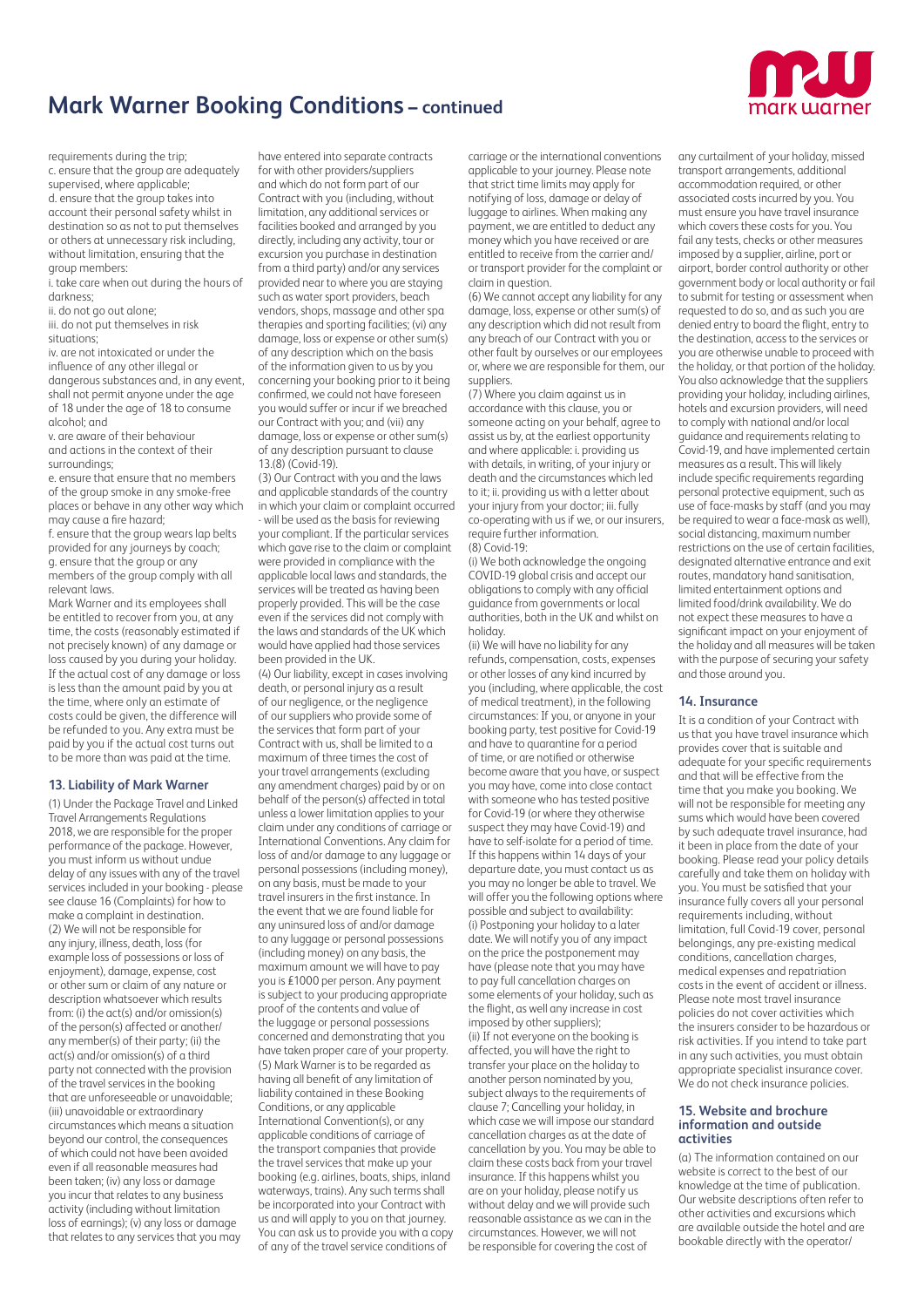# Mark Warner Booking Conditions – continued

requirements during the trip;

c. ensure that the group are adequately supervised, where applicable;

d. ensure that the group takes into account their personal safety whilst in destination so as not to put themselves or others at unnecessary risk including, without limitation, ensuring that the group members:

i. take care when out during the hours of darkness;

ii. do not go out alone;

iii. do not put themselves in risk situations;

iv. are not intoxicated or under the influence of any other illegal or dangerous substances and, in any event, shall not permit anyone under the age of 18 under the age of 18 to consume alcohol; and

v. are aware of their behaviour and actions in the context of their surroundings;

e. ensure that ensure that no members of the group smoke in any smoke-free places or behave in any other way which may cause a fire hazard;

f. ensure that the group wears lap belts provided for any journeys by coach;

g. ensure that the group or any members of the group comply with all relevant laws.

Mark Warner and its employees shall be entitled to recover from you, at any time, the costs (reasonably estimated if not precisely known) of any damage or loss caused by you during your holiday. If the actual cost of any damage or loss is less than the amount paid by you at the time, where only an estimate of costs could be given, the difference will be refunded to you. Any extra must be paid by you if the actual cost turns out to be more than was paid at the time.

## 13. Liability of Mark Warner

(1) Under the Package Travel and Linked Travel Arrangements Regulations 2018, we are responsible for the proper performance of the package. However, you must inform us without undue delay of any issues with any of the travel services included in your booking - please see clause 16 (Complaints) for how to make a complaint in destination.

(2) We will not be responsible for any injury, illness, death, loss (for example loss of possessions or loss of enjoyment), damage, expense, cost or other sum or claim of any nature or description whatsoever which results from: (i) the act(s) and/or omission(s) of the person(s) affected or another/ any member(s) of their party; (ii) the act(s) and/or omission(s) of a third party not connected with the provision of the travel services in the booking that are unforeseeable or unavoidable; (iii) unavoidable or extraordinary circumstances which means a situation beyond our control, the consequences of which could not have been avoided even if all reasonable measures had been taken; (iv) any loss or damage you incur that relates to any business activity (including without limitation loss of earnings); (v) any loss or damage that relates to any services that you may have entered into separate contracts for with other providers/suppliers and which do not form part of our Contract with you (including, without limitation, any additional services or facilities booked and arranged by you directly, including any activity, tour or excursion you purchase in destination from a third party) and/or any services provided near to where you are staying such as water sport providers, beach vendors, shops, massage and other spa therapies and sporting facilities; (vi) any damage, loss or expense or other sum(s) of any description which on the basis of the information given to us by you concerning your booking prior to it being confirmed, we could not have foreseen you would suffer or incur if we breached our Contract with you; and (vii) any damage, loss or expense or other sum(s) of any description pursuant to clause 13.(8) (Covid-19).

(3) Our Contract with you and the laws and applicable standards of the country in which your claim or complaint occurred - will be used as the basis for reviewing your compliant. If the particular services which gave rise to the claim or complaint were provided in compliance with the applicable local laws and standards, the services will be treated as having been properly provided. This will be the case even if the services did not comply with the laws and standards of the UK which would have applied had those services been provided in the UK.

(4) Our liability, except in cases involving death, or personal injury as a result of our negligence, or the negligence of our suppliers who provide some of the services that form part of your Contract with us, shall be limited to a maximum of three times the cost of your travel arrangements (excluding any amendment charges) paid by or on behalf of the person(s) affected in total unless a lower limitation applies to your claim under any conditions of carriage or International Conventions. Any claim for loss of and/or damage to any luggage or personal possessions (including money), on any basis, must be made to your travel insurers in the first instance. In the event that we are found liable for any uninsured loss of and/or damage to any luggage or personal possessions (including money) on any basis, the maximum amount we will have to pay you is £1000 per person. Any payment is subject to your producing appropriate proof of the contents and value of the luggage or personal possessions concerned and demonstrating that you have taken proper care of your property.

(5) Mark Warner is to be regarded as having all benefit of any limitation of liability contained in these Booking Conditions, or any applicable International Convention(s), or any applicable conditions of carriage of the transport companies that provide the travel services that make up your booking (e.g. airlines, boats, ships, inland waterways, trains). Any such terms shall be incorporated into your Contract with us and will apply to you on that journey. You can ask us to provide you with a copy of any of the travel service conditions of carriage or the international conventions applicable to your journey. Please note that strict time limits may apply for notifying of loss, damage or delay of luggage to airlines. When making any payment, we are entitled to deduct any money which you have received or are entitled to receive from the carrier and/ or transport provider for the complaint or claim in question.

(6) We cannot accept any liability for any damage, loss, expense or other sum(s) of any description which did not result from any breach of our Contract with you or other fault by ourselves or our employees or, where we are responsible for them, our suppliers.

(7) Where you claim against us in accordance with this clause, you or someone acting on your behalf, agree to assist us by, at the earliest opportunity and where applicable: i. providing us with details, in writing, of your injury or death and the circumstances which led to it; ii. providing us with a letter about your injury from your doctor; iii. fully co-operating with us if we, or our insurers, require further information.

(8) Covid-19:

(i) We both acknowledge the ongoing COVID-19 global crisis and accept our obligations to comply with any official guidance from governments or local authorities, both in the UK and whilst on holiday.

(ii) We will have no liability for any refunds, compensation, costs, expenses or other losses of any kind incurred by you (including, where applicable, the cost of medical treatment), in the following circumstances: If you, or anyone in your booking party, test positive for Covid-19 and have to quarantine for a period of time, or are notified or otherwise become aware that you have, or suspect you may have, come into close contact with someone who has tested positive for Covid-19 (or where they otherwise suspect they may have Covid-19) and have to self-isolate for a period of time. If this happens within 14 days of your departure date, you must contact us as you may no longer be able to travel. We will offer you the following options where possible and subject to availability:

(i) Postponing your holiday to a later date. We will notify you of any impact on the price the postponement may have (please note that you may have to pay full cancellation charges on some elements of your holiday, such as the flight, as well any increase in cost imposed by other suppliers);

(ii) If not everyone on the booking is affected, you will have the right to transfer your place on the holiday to another person nominated by you, subject always to the requirements of clause 7; Cancelling your holiday, in which case we will impose our standard cancellation charges as at the date of cancellation by you. You may be able to claim these costs back from your travel insurance. If this happens whilst you are on your holiday, please notify us without delay and we will provide such reasonable assistance as we can in the circumstances. However, we will not be responsible for covering the cost of any curtailment of your holiday, missed transport arrangements, additional accommodation required, or other associated costs incurred by you. You must ensure you have travel insurance which covers these costs for you. You fail any tests, checks or other measures imposed by a supplier, airline, port or airport, border control authority or other government body or local authority or fail to submit for testing or assessment when requested to do so, and as such you are denied entry to board the flight, entry to the destination, access to the services or you are otherwise unable to proceed with the holiday, or that portion of the holiday. You also acknowledge that the suppliers providing your holiday, including airlines, hotels and excursion providers, will need to comply with national and/or local guidance and requirements relating to Covid-19, and have implemented certain measures as a result. This will likely include specific requirements regarding personal protective equipment, such as use of face-masks by staff (and you may be required to wear a face-mask as well), social distancing, maximum number restrictions on the use of certain facilities, designated alternative entrance and exit routes, mandatory hand sanitisation, limited entertainment options and limited food/drink availability. We do not expect these measures to have a significant impact on your enjoyment of the holiday and all measures will be taken with the purpose of securing your safety and those around you.

## 14. Insurance

It is a condition of your Contract with us that you have travel insurance which provides cover that is suitable and adequate for your specific requirements and that will be effective from the time that you make you booking. We will not be responsible for meeting any sums which would have been covered by such adequate travel insurance, had it been in place from the date of your booking. Please read your policy details carefully and take them on holiday with you. You must be satisfied that your insurance fully covers all your personal requirements including, without limitation, full Covid-19 cover, personal belongings, any pre-existing medical conditions, cancellation charges, medical expenses and repatriation costs in the event of accident or illness. Please note most travel insurance policies do not cover activities which the insurers consider to be hazardous or risk activities. If you intend to take part in any such activities, you must obtain appropriate specialist insurance cover. We do not check insurance policies.

## 15. Website and brochure information and outside activities

(a) The information contained on our website is correct to the best of our knowledge at the time of publication. Our website descriptions often refer to other activities and excursions which are available outside the hotel and are bookable directly with the operator/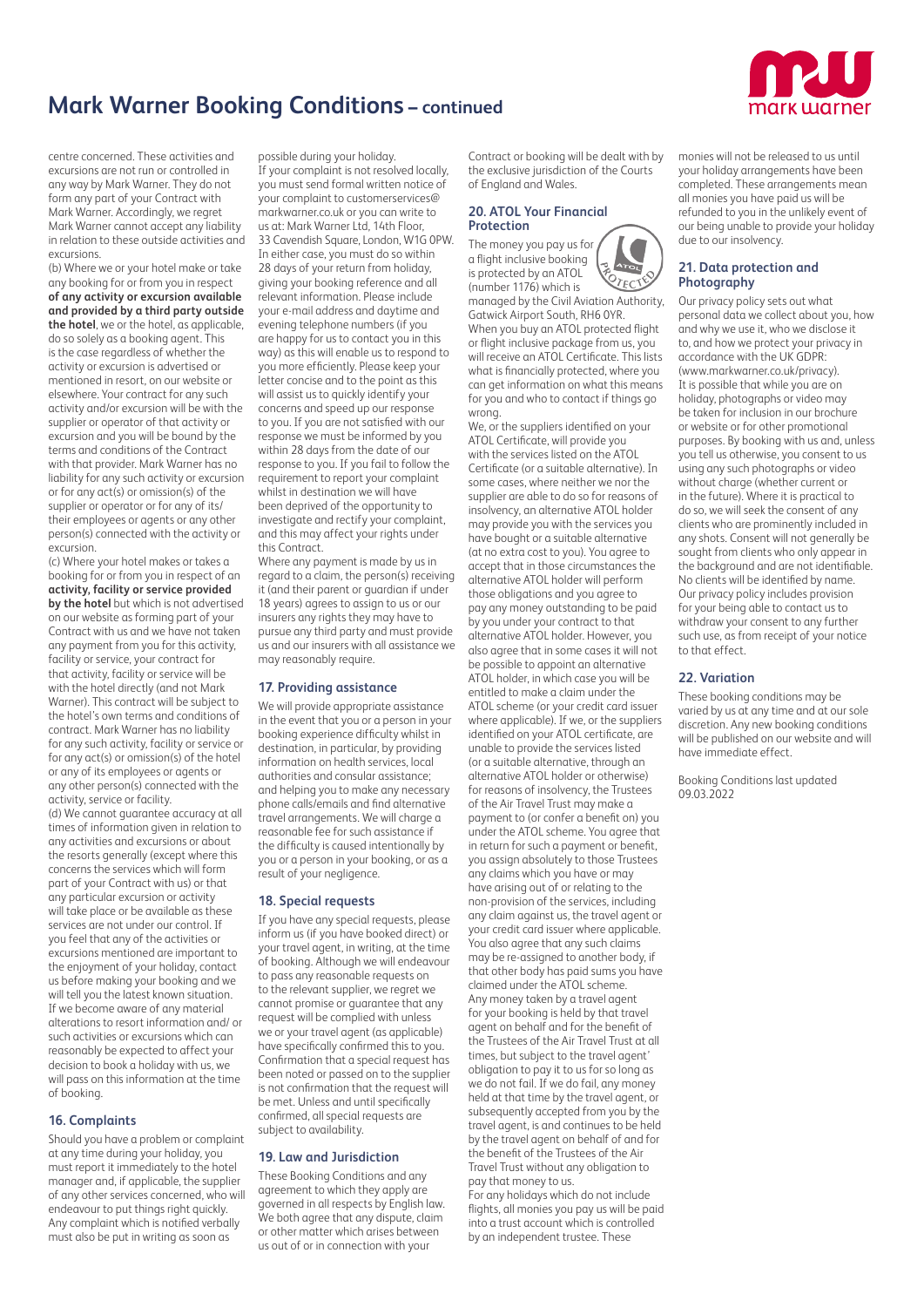# Mark Warner Booking Conditions – continued

centre concerned. These activities and excursions are not run or controlled in any way by Mark Warner. They do not form any part of your Contract with Mark Warner. Accordingly, we regret Mark Warner cannot accept any liability in relation to these outside activities and excursions.

(b) Where we or your hotel make or take any booking for or from you in respect **of any activity or excursion available and provided by a third party outside the hotel**, we or the hotel, as applicable, do so solely as a booking agent. This is the case regardless of whether the activity or excursion is advertised or mentioned in resort, on our website or elsewhere. Your contract for any such activity and/or excursion will be with the supplier or operator of that activity or excursion and you will be bound by the terms and conditions of the Contract with that provider. Mark Warner has no liability for any such activity or excursion or for any act(s) or omission(s) of the supplier or operator or for any of its/their employees or agents or any other person(s) connected with the activity or excursion.

(c) Where your hotel makes or takes a booking for or from you in respect of an **activity, facility or service provided by the hotel** but which is not advertised on our website as forming part of your Contract with us and we have not taken any payment from you for this activity, facility or service, your contract for that activity, facility or service will be with the hotel directly (and not Mark Warner). This contract will be subject to the hotel's own terms and conditions of contract. Mark Warner has no liability for any such activity, facility or service or for any act(s) or omission(s) of the hotel or any of its employees or agents or any other person(s) connected with the activity, service or facility.

(d) We cannot guarantee accuracy at all times of information given in relation to any activities and excursions or about the resorts generally (except where this concerns the services which will form part of your Contract with us) or that any particular excursion or activity will take place or be available as these services are not under our control. If you feel that any of the activities or excursions mentioned are important to the enjoyment of your holiday, contact us before making your booking and we will tell you the latest known situation. If we become aware of any material alterations to resort information and/ or such activities or excursions which can reasonably be expected to affect your decision to book a holiday with us, we will pass on this information at the time of booking.

## 16. Complaints

Should you have a problem or complaint at any time during your holiday, you must report it immediately to the hotel manager and, if applicable, the supplier of any other services concerned, who will endeavour to put things right quickly. Any complaint which is notified verbally must also be put in writing as soon as possible during your holiday.

If your complaint is not resolved locally, you must send formal written notice of your complaint to customerservices@markwarner.co.uk or you can write to us at: Mark Warner Ltd, 14th Floor, 33 Cavendish Square, London, W1G 0PW. In either case, you must do so within 28 days of your return from holiday, giving your booking reference and all relevant information. Please include your e-mail address and daytime and evening telephone numbers (if you are happy for us to contact you in this way) as this will enable us to respond to you more efficiently. Please keep your letter concise and to the point as this will assist us to quickly identify your concerns and speed up our response to you. If you are not satisfied with our response we must be informed by you within 28 days from the date of our response to you. If you fail to follow the requirement to report your complaint whilst in destination we will have been deprived of the opportunity to investigate and rectify your complaint, and this may affect your rights under this Contract.

Where any payment is made by us in regard to a claim, the person(s) receiving it (and their parent or guardian if under 18 years) agrees to assign to us or our insurers any rights they may have to pursue any third party and must provide us and our insurers with all assistance we may reasonably require.

## 17. Providing assistance

We will provide appropriate assistance in the event that you or a person in your booking experience difficulty whilst in destination, in particular, by providing information on health services, local authorities and consular assistance; and helping you to make any necessary phone calls/emails and find alternative travel arrangements. We will charge a reasonable fee for such assistance if the difficulty is caused intentionally by you or a person in your booking, or as a result of your negligence.

## 18. Special requests

If you have any special requests, please inform us (if you have booked direct) or your travel agent, in writing, at the time of booking. Although we will endeavour to pass any reasonable requests on to the relevant supplier, we regret we cannot promise or guarantee that any request will be complied with unless we or your travel agent (as applicable) have specifically confirmed this to you. Confirmation that a special request has been noted or passed on to the supplier is not confirmation that the request will be met. Unless and until specifically confirmed, all special requests are subject to availability.

## 19. Law and Jurisdiction

These Booking Conditions and any agreement to which they apply are governed in all respects by English law. We both agree that any dispute, claim or other matter which arises between us out of or in connection with your Contract or booking will be dealt with by the exclusive jurisdiction of the Courts of England and Wales.

## 20. ATOL Your Financial Protection

The money you pay us for a flight inclusive booking is protected by an ATOL (number 1176) which is managed by the Civil Aviation Authority, Gatwick Airport South, RH6 0YR. When you buy an ATOL protected flight or flight inclusive package from us, you will receive an ATOL Certificate. This lists what is financially protected, where you can get information on what this means for you and who to contact if things go wrong.

We, or the suppliers identified on your ATOL Certificate, will provide you with the services listed on the ATOL Certificate (or a suitable alternative). In some cases, where neither we nor the supplier are able to do so for reasons of insolvency, an alternative ATOL holder may provide you with the services you have bought or a suitable alternative (at no extra cost to you). You agree to accept that in those circumstances the alternative ATOL holder will perform those obligations and you agree to pay any money outstanding to be paid by you under your contract to that alternative ATOL holder. However, you also agree that in some cases it will not be possible to appoint an alternative ATOL holder, in which case you will be entitled to make a claim under the ATOL scheme (or your credit card issuer where applicable). If we, or the suppliers identified on your ATOL certificate, are unable to provide the services listed (or a suitable alternative, through an alternative ATOL holder or otherwise) for reasons of insolvency, the Trustees of the Air Travel Trust may make a payment to (or confer a benefit on) you under the ATOL scheme. You agree that in return for such a payment or benefit, you assign absolutely to those Trustees any claims which you have or may have arising out of or relating to the non-provision of the services, including any claim against us, the travel agent or your credit card issuer where applicable. You also agree that any such claims may be re-assigned to another body, if that other body has paid sums you have claimed under the ATOL scheme.

Any money taken by a travel agent for your booking is held by that travel agent on behalf and for the benefit of the Trustees of the Air Travel Trust at all times, but subject to the travel agent' obligation to pay it to us for so long as we do not fail. If we do fail, any money held at that time by the travel agent, or subsequently accepted from you by the travel agent, is and continues to be held by the travel agent on behalf of and for the benefit of the Trustees of the Air Travel Trust without any obligation to pay that money to us.

For any holidays which do not include flights, all monies you pay us will be paid into a trust account which is controlled by an independent trustee. These monies will not be released to us until your holiday arrangements have been completed. These arrangements mean all monies you have paid us will be refunded to you in the unlikely event of our being unable to provide your holiday due to our insolvency.

## 21. Data protection and Photography

Our privacy policy sets out what personal data we collect about you, how and why we use it, who we disclose it to, and how we protect your privacy in accordance with the UK GDPR: (www.markwarner.co.uk/privacy).

It is possible that while you are on holiday, photographs or video may be taken for inclusion in our brochure or website or for other promotional purposes. By booking with us and, unless you tell us otherwise, you consent to us using any such photographs or video without charge (whether current or in the future). Where it is practical to do so, we will seek the consent of any clients who are prominently included in any shots. Consent will not generally be sought from clients who only appear in the background and are not identifiable. No clients will be identified by name. Our privacy policy includes provision for your being able to contact us to withdraw your consent to any further such use, as from receipt of your notice to that effect.

## 22. Variation

These booking conditions may be varied by us at any time and at our sole discretion. Any new booking conditions will be published on our website and will have immediate effect.

Booking Conditions last updated 09.03.2022